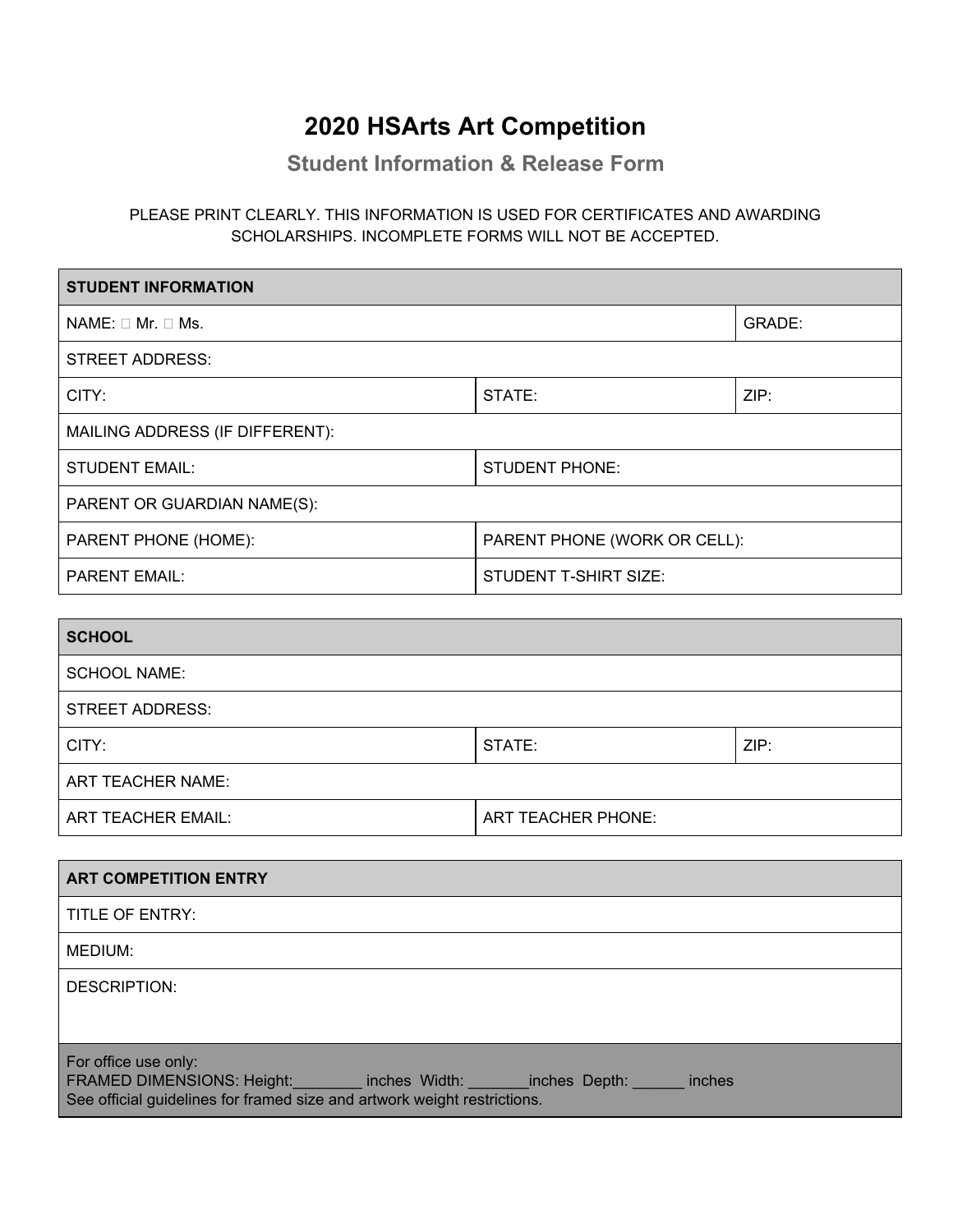// 2020 HSArts Art Competition

## Student Information & Release Form

PLEASE PRINT CLEARLY. THIS INFORMATION IS USED FOR CERTIFICATES AND AWARDING SCHOLARSHIPS. INCOMPLETE FORMS WILL NOT BE ACCEPTED.

| STUDENT INFORMATION | | |
|---|---|---|
| NAME: ☐ Mr. ☐ Ms. | | GRADE: |
| STREET ADDRESS: | | |
| CITY: | STATE: | ZIP: |
| MAILING ADDRESS (IF DIFFERENT): | | |
| STUDENT EMAIL: | STUDENT PHONE: | |
| PARENT OR GUARDIAN NAME(S): | | |
| PARENT PHONE (HOME): | PARENT PHONE (WORK OR CELL): | |
| PARENT EMAIL: | STUDENT T-SHIRT SIZE: | |

| SCHOOL | | |
|---|---|---|
| SCHOOL NAME: | | |
| STREET ADDRESS: | | |
| CITY: | STATE: | ZIP: |
| ART TEACHER NAME: | | |
| ART TEACHER EMAIL: | ART TEACHER PHONE: | |

| ART COMPETITION ENTRY |
|---|
| TITLE OF ENTRY: |
| MEDIUM: |
| DESCRIPTION: |
| For office use only:<br>FRAMED DIMENSIONS: Height:________ inches Width: _______inches Depth: ______ inches<br>See official guidelines for framed size and artwork weight restrictions. |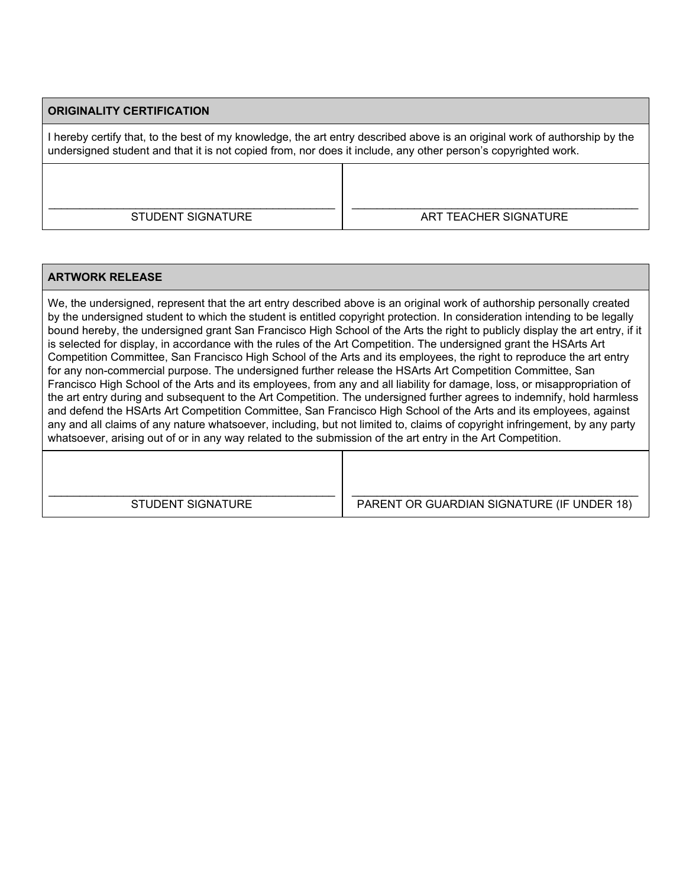## ORIGINALITY CERTIFICATION

I hereby certify that, to the best of my knowledge, the art entry described above is an original work of authorship by the undersigned student and that it is not copied from, nor does it include, any other person's copyrighted work.

| | |
|---|---|
| ______________________________________________ | ______________________________________________ |
| STUDENT SIGNATURE | ART TEACHER SIGNATURE |

## ARTWORK RELEASE

We, the undersigned, represent that the art entry described above is an original work of authorship personally created by the undersigned student to which the student is entitled copyright protection. In consideration intending to be legally bound hereby, the undersigned grant San Francisco High School of the Arts the right to publicly display the art entry, if it is selected for display, in accordance with the rules of the Art Competition. The undersigned grant the HSArts Art Competition Committee, San Francisco High School of the Arts and its employees, the right to reproduce the art entry for any non-commercial purpose. The undersigned further release the HSArts Art Competition Committee, San Francisco High School of the Arts and its employees, from any and all liability for damage, loss, or misappropriation of the art entry during and subsequent to the Art Competition. The undersigned further agrees to indemnify, hold harmless and defend the HSArts Art Competition Committee, San Francisco High School of the Arts and its employees, against any and all claims of any nature whatsoever, including, but not limited to, claims of copyright infringement, by any party whatsoever, arising out of or in any way related to the submission of the art entry in the Art Competition.

| | |
|---|---|
| ______________________________________________ | ______________________________________________ |
| STUDENT SIGNATURE | PARENT OR GUARDIAN SIGNATURE (IF UNDER 18) |